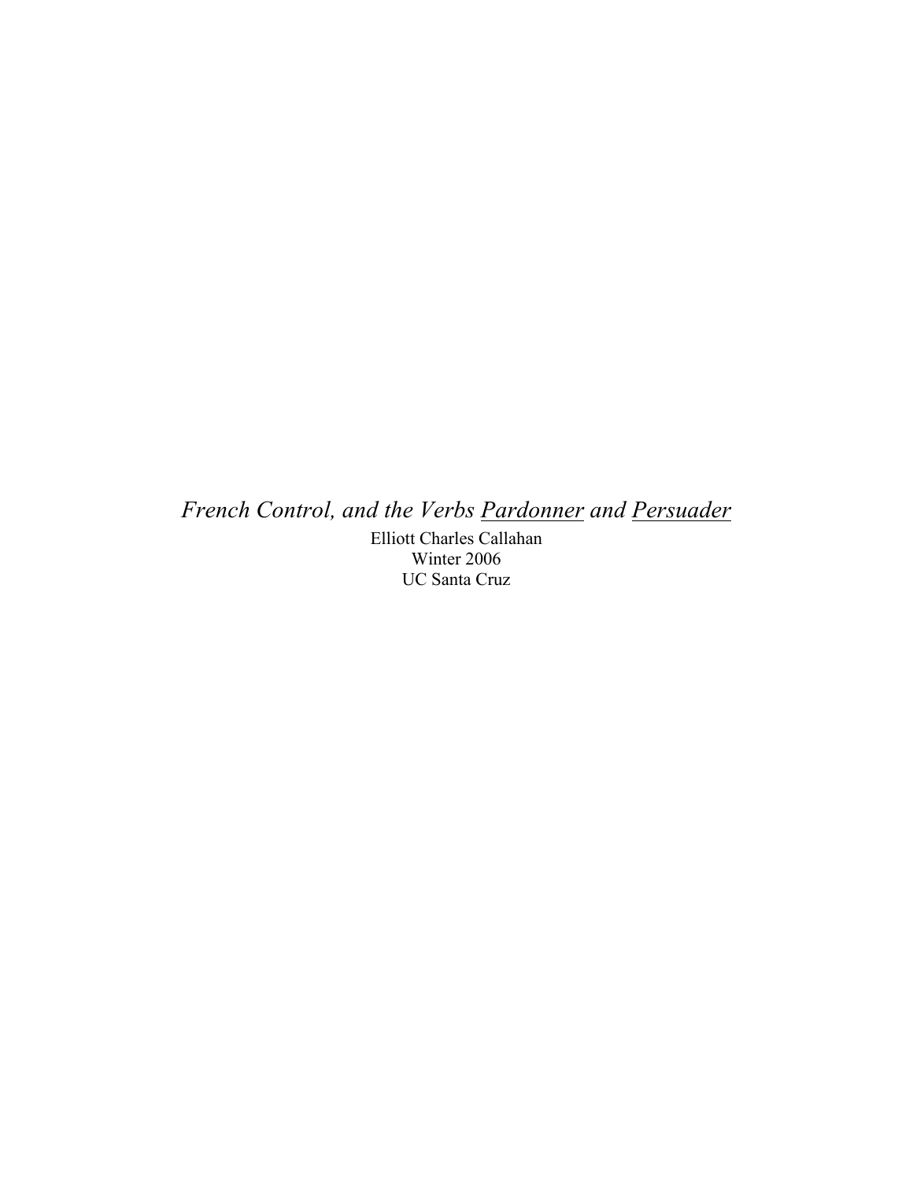# *French Control, and the Verbs <u>Pardonner</u> and <u>Persuader</u>*

Elliott Charles Callahan
Winter 2006
UC Santa Cruz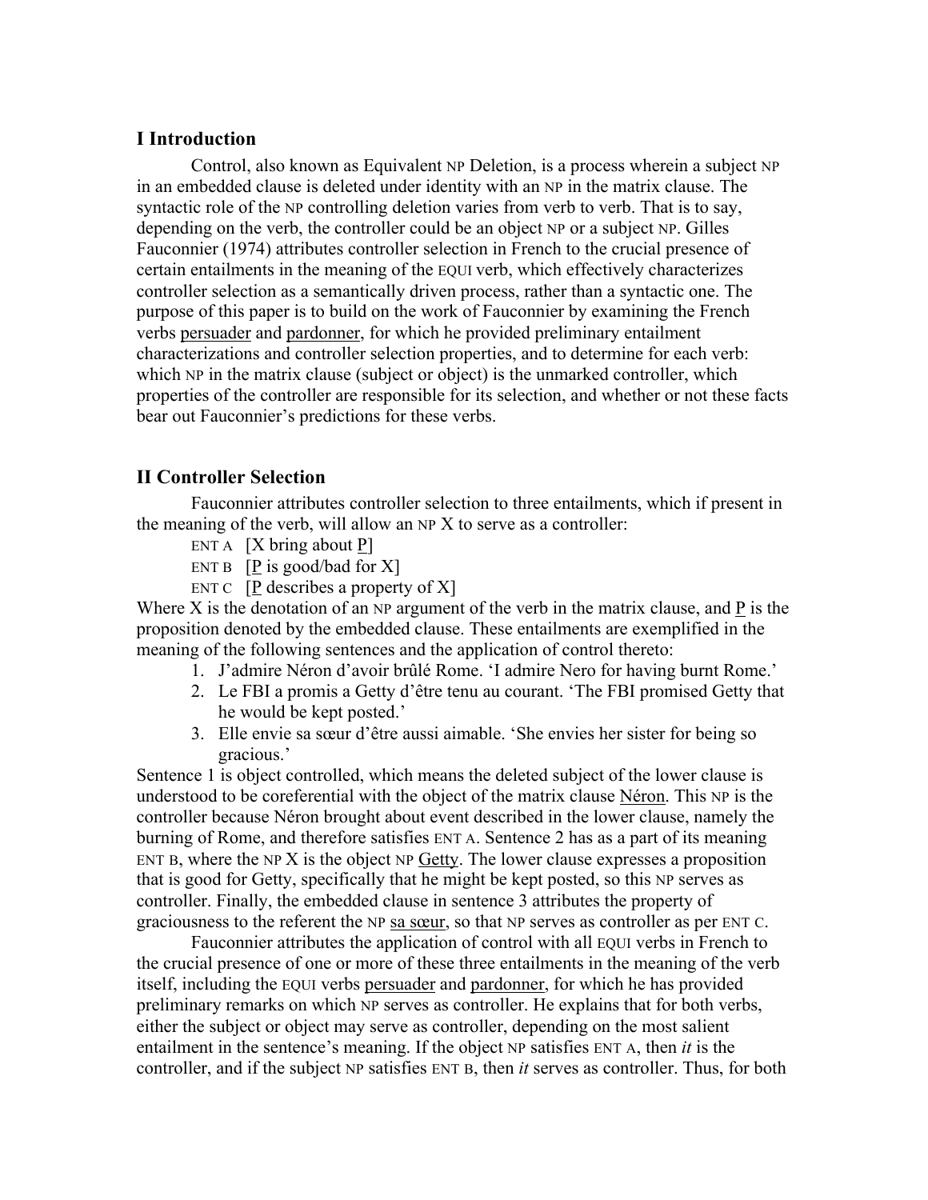## I Introduction

Control, also known as Equivalent NP Deletion, is a process wherein a subject NP in an embedded clause is deleted under identity with an NP in the matrix clause. The syntactic role of the NP controlling deletion varies from verb to verb. That is to say, depending on the verb, the controller could be an object NP or a subject NP. Gilles Fauconnier (1974) attributes controller selection in French to the crucial presence of certain entailments in the meaning of the EQUI verb, which effectively characterizes controller selection as a semantically driven process, rather than a syntactic one. The purpose of this paper is to build on the work of Fauconnier by examining the French verbs persuader and pardonner, for which he provided preliminary entailment characterizations and controller selection properties, and to determine for each verb: which NP in the matrix clause (subject or object) is the unmarked controller, which properties of the controller are responsible for its selection, and whether or not these facts bear out Fauconnier's predictions for these verbs.

## II Controller Selection

Fauconnier attributes controller selection to three entailments, which if present in the meaning of the verb, will allow an NP X to serve as a controller:

ENT A [X bring about P]
ENT B [P is good/bad for X]
ENT C [P describes a property of X]

Where X is the denotation of an NP argument of the verb in the matrix clause, and P is the proposition denoted by the embedded clause. These entailments are exemplified in the meaning of the following sentences and the application of control thereto:

1. J'admire Néron d'avoir brûlé Rome. 'I admire Nero for having burnt Rome.'
2. Le FBI a promis a Getty d'être tenu au courant. 'The FBI promised Getty that he would be kept posted.'
3. Elle envie sa sœur d'être aussi aimable. 'She envies her sister for being so gracious.'

Sentence 1 is object controlled, which means the deleted subject of the lower clause is understood to be coreferential with the object of the matrix clause Néron. This NP is the controller because Néron brought about event described in the lower clause, namely the burning of Rome, and therefore satisfies ENT A. Sentence 2 has as a part of its meaning ENT B, where the NP X is the object NP Getty. The lower clause expresses a proposition that is good for Getty, specifically that he might be kept posted, so this NP serves as controller. Finally, the embedded clause in sentence 3 attributes the property of graciousness to the referent the NP sa sœur, so that NP serves as controller as per ENT C.

Fauconnier attributes the application of control with all EQUI verbs in French to the crucial presence of one or more of these three entailments in the meaning of the verb itself, including the EQUI verbs persuader and pardonner, for which he has provided preliminary remarks on which NP serves as controller. He explains that for both verbs, either the subject or object may serve as controller, depending on the most salient entailment in the sentence's meaning. If the object NP satisfies ENT A, then *it* is the controller, and if the subject NP satisfies ENT B, then *it* serves as controller. Thus, for both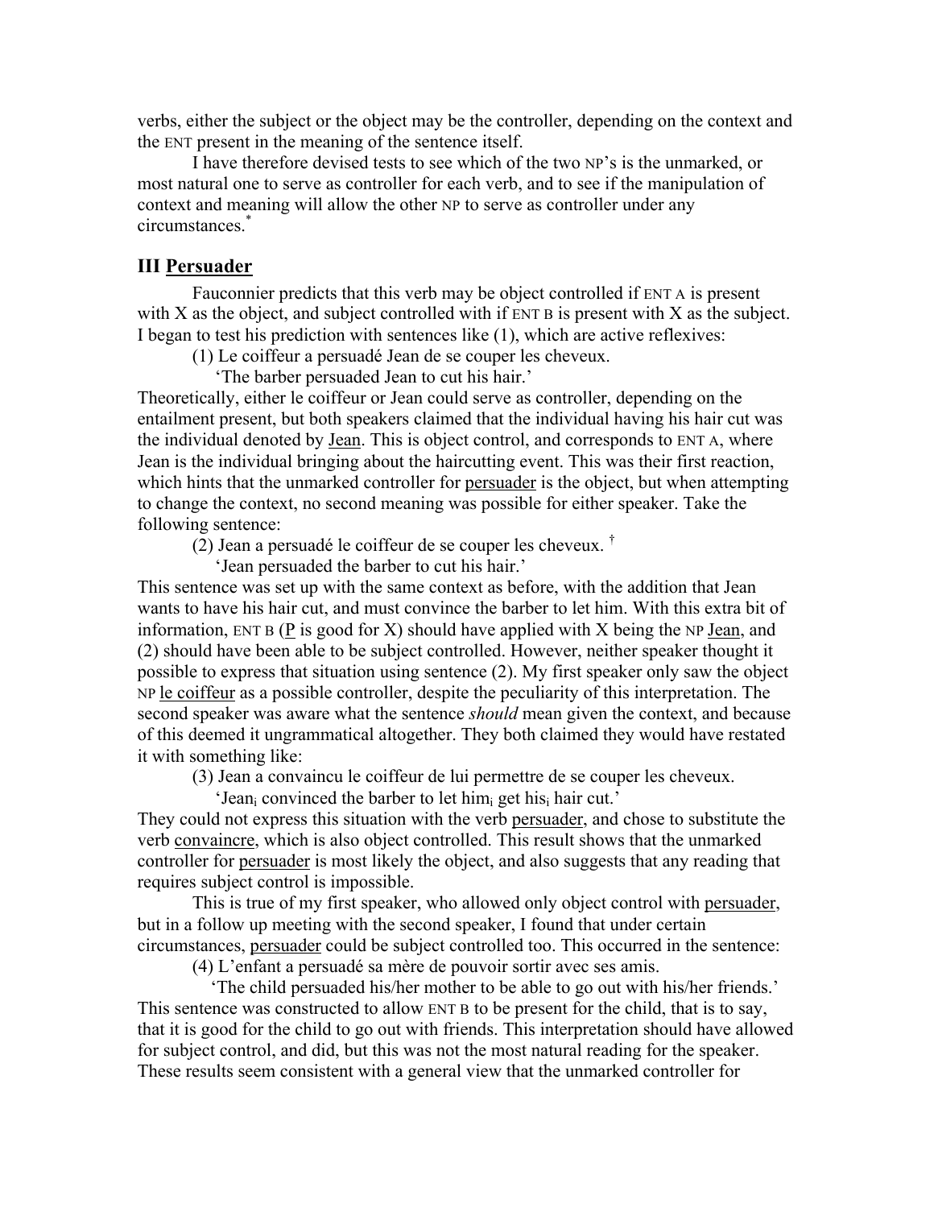verbs, either the subject or the object may be the controller, depending on the context and the ENT present in the meaning of the sentence itself.

I have therefore devised tests to see which of the two NP's is the unmarked, or most natural one to serve as controller for each verb, and to see if the manipulation of context and meaning will allow the other NP to serve as controller under any circumstances.*

## III Persuader

Fauconnier predicts that this verb may be object controlled if ENT A is present with X as the object, and subject controlled with if ENT B is present with X as the subject. I began to test his prediction with sentences like (1), which are active reflexives:

(1) Le coiffeur a persuadé Jean de se couper les cheveux.
'The barber persuaded Jean to cut his hair.'

Theoretically, either le coiffeur or Jean could serve as controller, depending on the entailment present, but both speakers claimed that the individual having his hair cut was the individual denoted by Jean. This is object control, and corresponds to ENT A, where Jean is the individual bringing about the haircutting event. This was their first reaction, which hints that the unmarked controller for persuader is the object, but when attempting to change the context, no second meaning was possible for either speaker. Take the following sentence:

(2) Jean a persuadé le coiffeur de se couper les cheveux. †
'Jean persuaded the barber to cut his hair.'

This sentence was set up with the same context as before, with the addition that Jean wants to have his hair cut, and must convince the barber to let him. With this extra bit of information, ENT B (P is good for X) should have applied with X being the NP Jean, and (2) should have been able to be subject controlled. However, neither speaker thought it possible to express that situation using sentence (2). My first speaker only saw the object NP le coiffeur as a possible controller, despite the peculiarity of this interpretation. The second speaker was aware what the sentence *should* mean given the context, and because of this deemed it ungrammatical altogether. They both claimed they would have restated it with something like:

(3) Jean a convaincu le coiffeur de lui permettre de se couper les cheveux.
'Jean$_i$ convinced the barber to let him$_i$ get his$_i$ hair cut.'

They could not express this situation with the verb persuader, and chose to substitute the verb convaincre, which is also object controlled. This result shows that the unmarked controller for persuader is most likely the object, and also suggests that any reading that requires subject control is impossible.

This is true of my first speaker, who allowed only object control with persuader, but in a follow up meeting with the second speaker, I found that under certain circumstances, persuader could be subject controlled too. This occurred in the sentence:

(4) L'enfant a persuadé sa mère de pouvoir sortir avec ses amis.
'The child persuaded his/her mother to be able to go out with his/her friends.'

This sentence was constructed to allow ENT B to be present for the child, that is to say, that it is good for the child to go out with friends. This interpretation should have allowed for subject control, and did, but this was not the most natural reading for the speaker. These results seem consistent with a general view that the unmarked controller for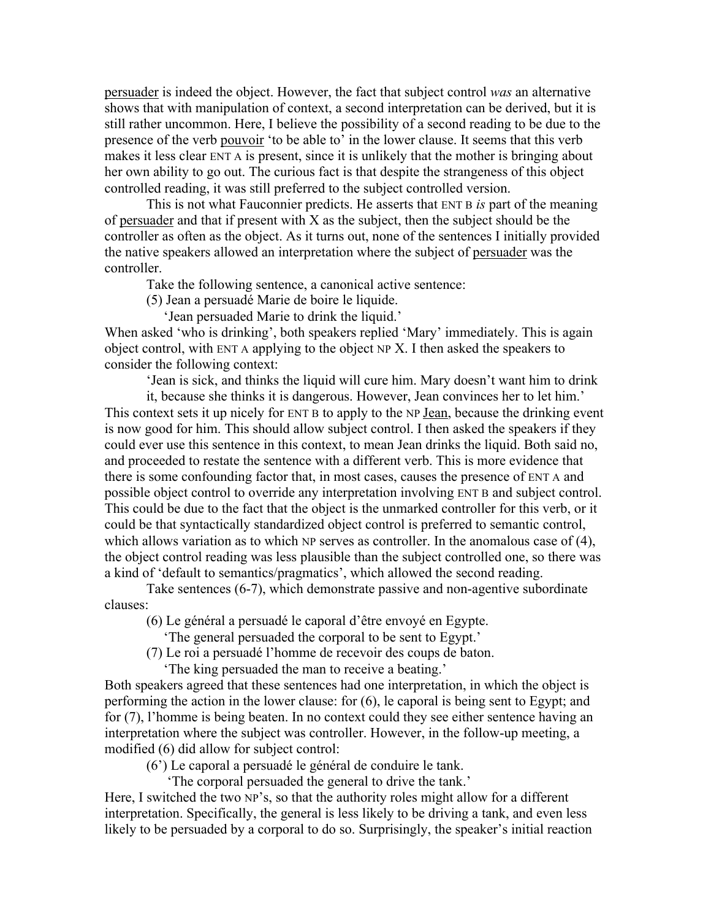persuader is indeed the object. However, the fact that subject control *was* an alternative shows that with manipulation of context, a second interpretation can be derived, but it is still rather uncommon. Here, I believe the possibility of a second reading to be due to the presence of the verb pouvoir 'to be able to' in the lower clause. It seems that this verb makes it less clear ENT A is present, since it is unlikely that the mother is bringing about her own ability to go out. The curious fact is that despite the strangeness of this object controlled reading, it was still preferred to the subject controlled version.

This is not what Fauconnier predicts. He asserts that ENT B *is* part of the meaning of persuader and that if present with X as the subject, then the subject should be the controller as often as the object. As it turns out, none of the sentences I initially provided the native speakers allowed an interpretation where the subject of persuader was the controller.

Take the following sentence, a canonical active sentence:

(5) Jean a persuadé Marie de boire le liquide.
'Jean persuaded Marie to drink the liquid.'

When asked 'who is drinking', both speakers replied 'Mary' immediately. This is again object control, with ENT A applying to the object NP X. I then asked the speakers to consider the following context:

'Jean is sick, and thinks the liquid will cure him. Mary doesn't want him to drink it, because she thinks it is dangerous. However, Jean convinces her to let him.'

This context sets it up nicely for ENT B to apply to the NP Jean, because the drinking event is now good for him. This should allow subject control. I then asked the speakers if they could ever use this sentence in this context, to mean Jean drinks the liquid. Both said no, and proceeded to restate the sentence with a different verb. This is more evidence that there is some confounding factor that, in most cases, causes the presence of ENT A and possible object control to override any interpretation involving ENT B and subject control. This could be due to the fact that the object is the unmarked controller for this verb, or it could be that syntactically standardized object control is preferred to semantic control, which allows variation as to which NP serves as controller. In the anomalous case of (4), the object control reading was less plausible than the subject controlled one, so there was a kind of 'default to semantics/pragmatics', which allowed the second reading.

Take sentences (6-7), which demonstrate passive and non-agentive subordinate clauses:

(6) Le général a persuadé le caporal d'être envoyé en Egypte.
'The general persuaded the corporal to be sent to Egypt.'

(7) Le roi a persuadé l'homme de recevoir des coups de baton.
'The king persuaded the man to receive a beating.'

Both speakers agreed that these sentences had one interpretation, in which the object is performing the action in the lower clause: for (6), le caporal is being sent to Egypt; and for (7), l'homme is being beaten. In no context could they see either sentence having an interpretation where the subject was controller. However, in the follow-up meeting, a modified (6) did allow for subject control:

(6') Le caporal a persuadé le général de conduire le tank.
'The corporal persuaded the general to drive the tank.'

Here, I switched the two NP's, so that the authority roles might allow for a different interpretation. Specifically, the general is less likely to be driving a tank, and even less likely to be persuaded by a corporal to do so. Surprisingly, the speaker's initial reaction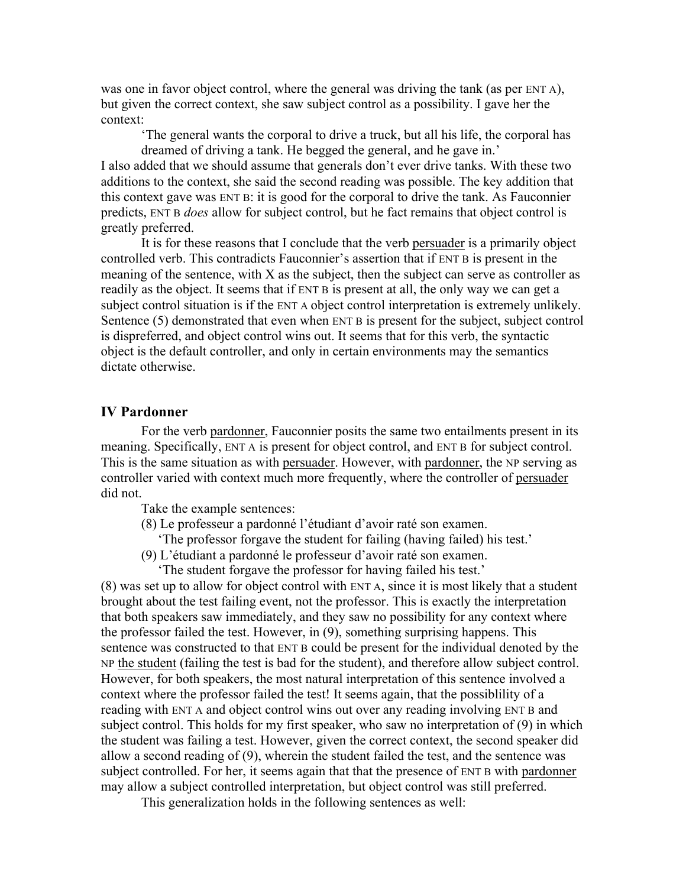was one in favor object control, where the general was driving the tank (as per ENT A), but given the correct context, she saw subject control as a possibility. I gave her the context:

> 'The general wants the corporal to drive a truck, but all his life, the corporal has dreamed of driving a tank. He begged the general, and he gave in.'

I also added that we should assume that generals don't ever drive tanks. With these two additions to the context, she said the second reading was possible. The key addition that this context gave was ENT B: it is good for the corporal to drive the tank. As Fauconnier predicts, ENT B *does* allow for subject control, but he fact remains that object control is greatly preferred.

It is for these reasons that I conclude that the verb persuader is a primarily object controlled verb. This contradicts Fauconnier's assertion that if ENT B is present in the meaning of the sentence, with X as the subject, then the subject can serve as controller as readily as the object. It seems that if ENT B is present at all, the only way we can get a subject control situation is if the ENT A object control interpretation is extremely unlikely. Sentence (5) demonstrated that even when ENT B is present for the subject, subject control is dispreferred, and object control wins out. It seems that for this verb, the syntactic object is the default controller, and only in certain environments may the semantics dictate otherwise.

## IV Pardonner

For the verb pardonner, Fauconnier posits the same two entailments present in its meaning. Specifically, ENT A is present for object control, and ENT B for subject control. This is the same situation as with persuader. However, with pardonner, the NP serving as controller varied with context much more frequently, where the controller of persuader did not.

Take the example sentences:

(8) Le professeur a pardonné l'étudiant d'avoir raté son examen.
'The professor forgave the student for failing (having failed) his test.'

(9) L'étudiant a pardonné le professeur d'avoir raté son examen.
'The student forgave the professor for having failed his test.'

(8) was set up to allow for object control with ENT A, since it is most likely that a student brought about the test failing event, not the professor. This is exactly the interpretation that both speakers saw immediately, and they saw no possibility for any context where the professor failed the test. However, in (9), something surprising happens. This sentence was constructed to that ENT B could be present for the individual denoted by the NP the student (failing the test is bad for the student), and therefore allow subject control. However, for both speakers, the most natural interpretation of this sentence involved a context where the professor failed the test! It seems again, that the possiblility of a reading with ENT A and object control wins out over any reading involving ENT B and subject control. This holds for my first speaker, who saw no interpretation of (9) in which the student was failing a test. However, given the correct context, the second speaker did allow a second reading of (9), wherein the student failed the test, and the sentence was subject controlled. For her, it seems again that that the presence of ENT B with pardonner may allow a subject controlled interpretation, but object control was still preferred.

This generalization holds in the following sentences as well: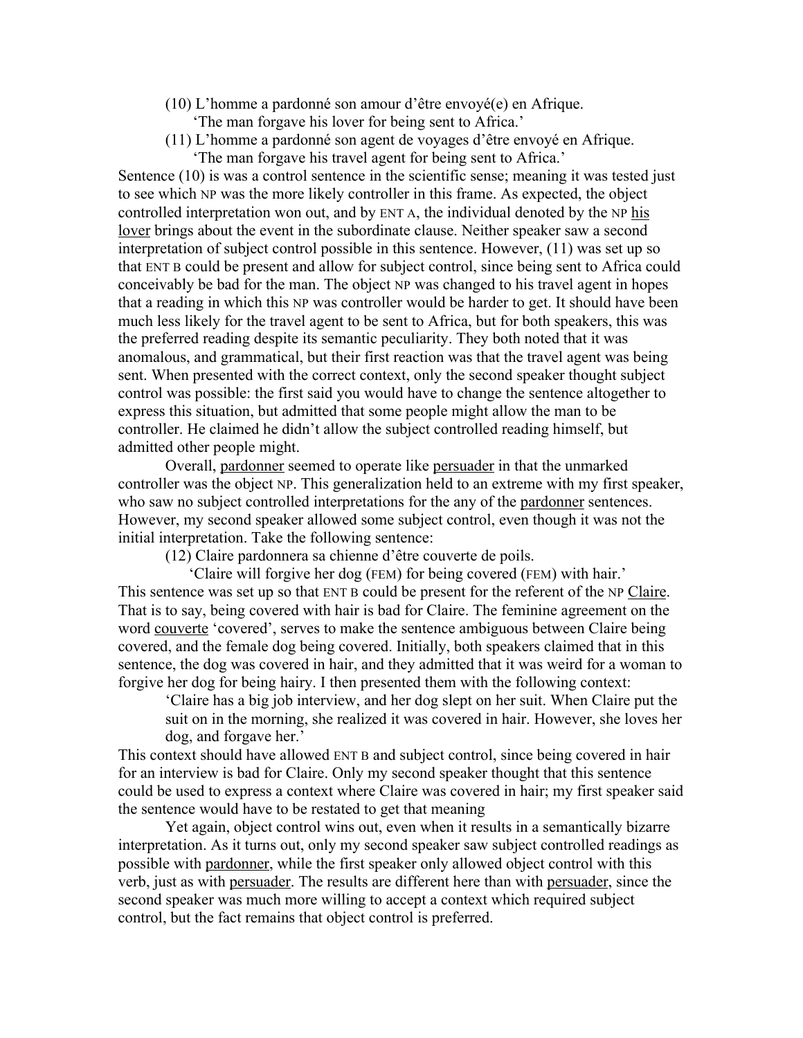(10) L'homme a pardonné son amour d'être envoyé(e) en Afrique.
 'The man forgave his lover for being sent to Africa.'

(11) L'homme a pardonné son agent de voyages d'être envoyé en Afrique.
 'The man forgave his travel agent for being sent to Africa.'

Sentence (10) is was a control sentence in the scientific sense; meaning it was tested just to see which NP was the more likely controller in this frame. As expected, the object controlled interpretation won out, and by ENT A, the individual denoted by the NP <u>his lover</u> brings about the event in the subordinate clause. Neither speaker saw a second interpretation of subject control possible in this sentence. However, (11) was set up so that ENT B could be present and allow for subject control, since being sent to Africa could conceivably be bad for the man. The object NP was changed to his travel agent in hopes that a reading in which this NP was controller would be harder to get. It should have been much less likely for the travel agent to be sent to Africa, but for both speakers, this was the preferred reading despite its semantic peculiarity. They both noted that it was anomalous, and grammatical, but their first reaction was that the travel agent was being sent. When presented with the correct context, only the second speaker thought subject control was possible: the first said you would have to change the sentence altogether to express this situation, but admitted that some people might allow the man to be controller. He claimed he didn't allow the subject controlled reading himself, but admitted other people might.

Overall, <u>pardonner</u> seemed to operate like <u>persuader</u> in that the unmarked controller was the object NP. This generalization held to an extreme with my first speaker, who saw no subject controlled interpretations for the any of the <u>pardonner</u> sentences. However, my second speaker allowed some subject control, even though it was not the initial interpretation. Take the following sentence:

(12) Claire pardonnera sa chienne d'être couverte de poils.
 'Claire will forgive her dog (FEM) for being covered (FEM) with hair.'

This sentence was set up so that ENT B could be present for the referent of the NP <u>Claire</u>. That is to say, being covered with hair is bad for Claire. The feminine agreement on the word <u>couverte</u> 'covered', serves to make the sentence ambiguous between Claire being covered, and the female dog being covered. Initially, both speakers claimed that in this sentence, the dog was covered in hair, and they admitted that it was weird for a woman to forgive her dog for being hairy. I then presented them with the following context:

> 'Claire has a big job interview, and her dog slept on her suit. When Claire put the suit on in the morning, she realized it was covered in hair. However, she loves her dog, and forgave her.'

This context should have allowed ENT B and subject control, since being covered in hair for an interview is bad for Claire. Only my second speaker thought that this sentence could be used to express a context where Claire was covered in hair; my first speaker said the sentence would have to be restated to get that meaning

Yet again, object control wins out, even when it results in a semantically bizarre interpretation. As it turns out, only my second speaker saw subject controlled readings as possible with <u>pardonner</u>, while the first speaker only allowed object control with this verb, just as with <u>persuader</u>. The results are different here than with <u>persuader</u>, since the second speaker was much more willing to accept a context which required subject control, but the fact remains that object control is preferred.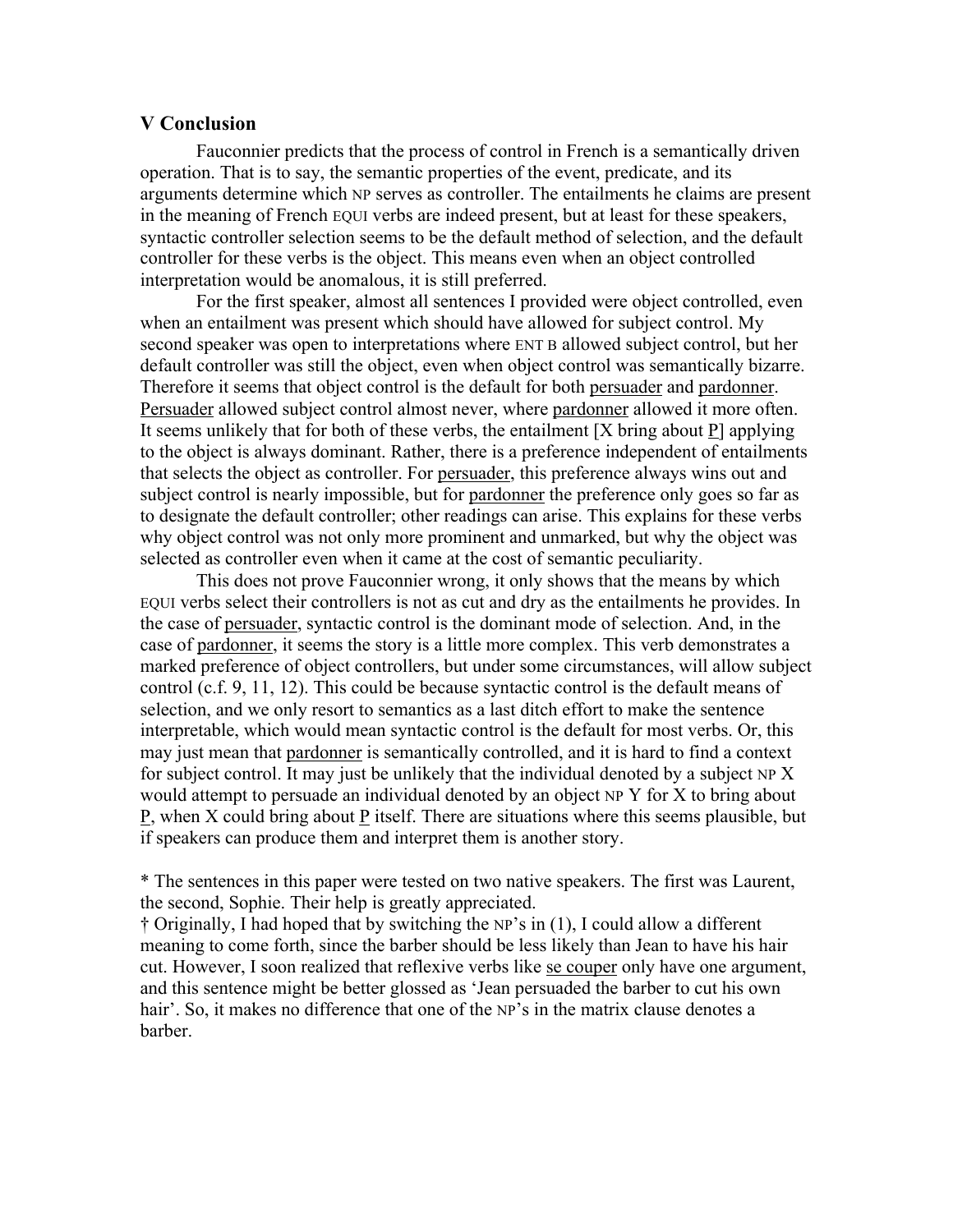## V Conclusion

Fauconnier predicts that the process of control in French is a semantically driven operation. That is to say, the semantic properties of the event, predicate, and its arguments determine which NP serves as controller. The entailments he claims are present in the meaning of French EQUI verbs are indeed present, but at least for these speakers, syntactic controller selection seems to be the default method of selection, and the default controller for these verbs is the object. This means even when an object controlled interpretation would be anomalous, it is still preferred.

For the first speaker, almost all sentences I provided were object controlled, even when an entailment was present which should have allowed for subject control. My second speaker was open to interpretations where ENT B allowed subject control, but her default controller was still the object, even when object control was semantically bizarre. Therefore it seems that object control is the default for both persuader and pardonner. Persuader allowed subject control almost never, where pardonner allowed it more often. It seems unlikely that for both of these verbs, the entailment [X bring about P] applying to the object is always dominant. Rather, there is a preference independent of entailments that selects the object as controller. For persuader, this preference always wins out and subject control is nearly impossible, but for pardonner the preference only goes so far as to designate the default controller; other readings can arise. This explains for these verbs why object control was not only more prominent and unmarked, but why the object was selected as controller even when it came at the cost of semantic peculiarity.

This does not prove Fauconnier wrong, it only shows that the means by which EQUI verbs select their controllers is not as cut and dry as the entailments he provides. In the case of persuader, syntactic control is the dominant mode of selection. And, in the case of pardonner, it seems the story is a little more complex. This verb demonstrates a marked preference of object controllers, but under some circumstances, will allow subject control (c.f. 9, 11, 12). This could be because syntactic control is the default means of selection, and we only resort to semantics as a last ditch effort to make the sentence interpretable, which would mean syntactic control is the default for most verbs. Or, this may just mean that pardonner is semantically controlled, and it is hard to find a context for subject control. It may just be unlikely that the individual denoted by a subject NP X would attempt to persuade an individual denoted by an object NP Y for X to bring about P, when X could bring about P itself. There are situations where this seems plausible, but if speakers can produce them and interpret them is another story.

* The sentences in this paper were tested on two native speakers. The first was Laurent, the second, Sophie. Their help is greatly appreciated.

† Originally, I had hoped that by switching the NP's in (1), I could allow a different meaning to come forth, since the barber should be less likely than Jean to have his hair cut. However, I soon realized that reflexive verbs like se couper only have one argument, and this sentence might be better glossed as 'Jean persuaded the barber to cut his own hair'. So, it makes no difference that one of the NP's in the matrix clause denotes a barber.